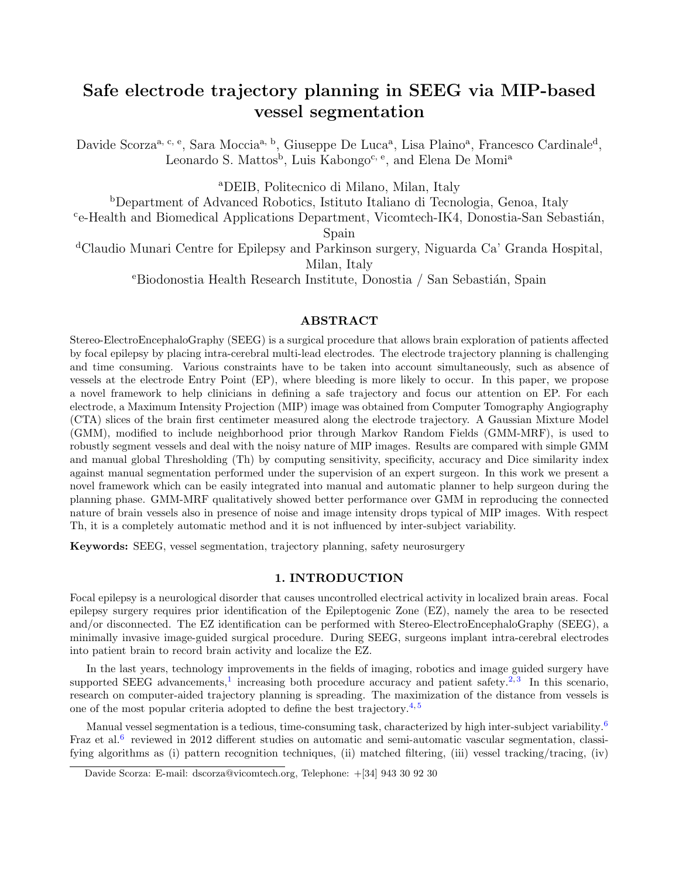# Safe electrode trajectory planning in SEEG via MIP-based vessel segmentation

Davide Scorza[a, c, e], Sara Moccia[a, b], Giuseppe De Luca[a], Lisa Plaino[a], Francesco Cardinale[d], Leonardo S. Mattos[b], Luis Kabongo[c, e], and Elena De Momi[a]

[a]DEIB, Politecnico di Milano, Milan, Italy

[b]Department of Advanced Robotics, Istituto Italiano di Tecnologia, Genoa, Italy

[c]e-Health and Biomedical Applications Department, Vicomtech-IK4, Donostia-San Sebastián, Spain

[d]Claudio Munari Centre for Epilepsy and Parkinson surgery, Niguarda Ca' Granda Hospital, Milan, Italy

[e]Biodonostia Health Research Institute, Donostia / San Sebastián, Spain

## ABSTRACT

Stereo-ElectroEncephaloGraphy (SEEG) is a surgical procedure that allows brain exploration of patients affected by focal epilepsy by placing intra-cerebral multi-lead electrodes. The electrode trajectory planning is challenging and time consuming. Various constraints have to be taken into account simultaneously, such as absence of vessels at the electrode Entry Point (EP), where bleeding is more likely to occur. In this paper, we propose a novel framework to help clinicians in defining a safe trajectory and focus our attention on EP. For each electrode, a Maximum Intensity Projection (MIP) image was obtained from Computer Tomography Angiography (CTA) slices of the brain first centimeter measured along the electrode trajectory. A Gaussian Mixture Model (GMM), modified to include neighborhood prior through Markov Random Fields (GMM-MRF), is used to robustly segment vessels and deal with the noisy nature of MIP images. Results are compared with simple GMM and manual global Thresholding (Th) by computing sensitivity, specificity, accuracy and Dice similarity index against manual segmentation performed under the supervision of an expert surgeon. In this work we present a novel framework which can be easily integrated into manual and automatic planner to help surgeon during the planning phase. GMM-MRF qualitatively showed better performance over GMM in reproducing the connected nature of brain vessels also in presence of noise and image intensity drops typical of MIP images. With respect Th, it is a completely automatic method and it is not influenced by inter-subject variability.

**Keywords:** SEEG, vessel segmentation, trajectory planning, safety neurosurgery

## 1. INTRODUCTION

Focal epilepsy is a neurological disorder that causes uncontrolled electrical activity in localized brain areas. Focal epilepsy surgery requires prior identification of the Epileptogenic Zone (EZ), namely the area to be resected and/or disconnected. The EZ identification can be performed with Stereo-ElectroEncephaloGraphy (SEEG), a minimally invasive image-guided surgical procedure. During SEEG, surgeons implant intra-cerebral electrodes into patient brain to record brain activity and localize the EZ.

In the last years, technology improvements in the fields of imaging, robotics and image guided surgery have supported SEEG advancements,[1] increasing both procedure accuracy and patient safety.[2,3] In this scenario, research on computer-aided trajectory planning is spreading. The maximization of the distance from vessels is one of the most popular criteria adopted to define the best trajectory.[4,5]

Manual vessel segmentation is a tedious, time-consuming task, characterized by high inter-subject variability.[6] Fraz et al.[6] reviewed in 2012 different studies on automatic and semi-automatic vascular segmentation, classifying algorithms as (i) pattern recognition techniques, (ii) matched filtering, (iii) vessel tracking/tracing, (iv)

Davide Scorza: E-mail: dscorza@vicomtech.org, Telephone: +[34] 943 30 92 30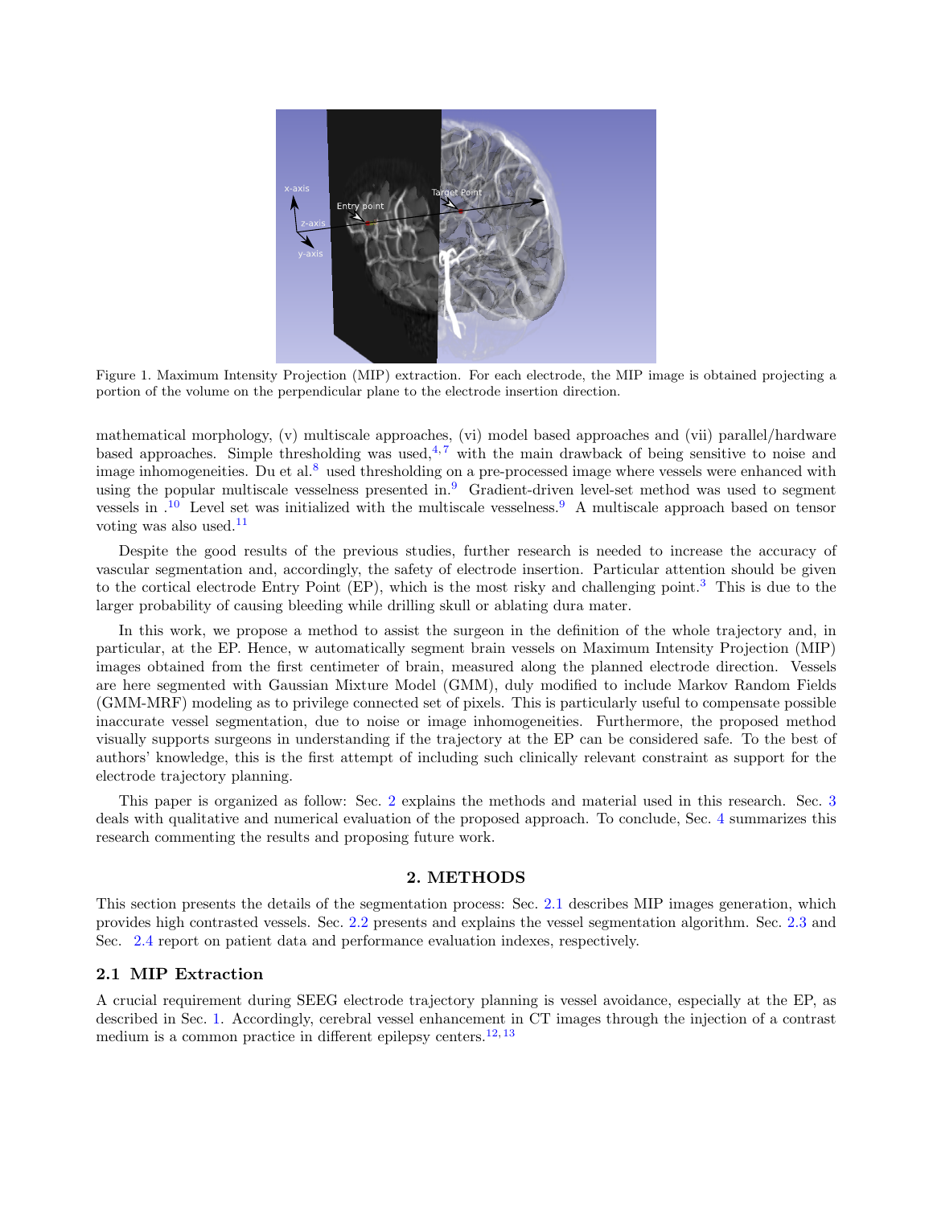Figure 1. Maximum Intensity Projection (MIP) extraction. For each electrode, the MIP image is obtained projecting a portion of the volume on the perpendicular plane to the electrode insertion direction.

mathematical morphology, (v) multiscale approaches, (vi) model based approaches and (vii) parallel/hardware based approaches. Simple thresholding was used,[4,7] with the main drawback of being sensitive to noise and image inhomogeneities. Du et al.[8] used thresholding on a pre-processed image where vessels were enhanced with using the popular multiscale vesselness presented in.[9] Gradient-driven level-set method was used to segment vessels in .[10] Level set was initialized with the multiscale vesselness.[9] A multiscale approach based on tensor voting was also used.[11]

Despite the good results of the previous studies, further research is needed to increase the accuracy of vascular segmentation and, accordingly, the safety of electrode insertion. Particular attention should be given to the cortical electrode Entry Point (EP), which is the most risky and challenging point.[3] This is due to the larger probability of causing bleeding while drilling skull or ablating dura mater.

In this work, we propose a method to assist the surgeon in the definition of the whole trajectory and, in particular, at the EP. Hence, w automatically segment brain vessels on Maximum Intensity Projection (MIP) images obtained from the first centimeter of brain, measured along the planned electrode direction. Vessels are here segmented with Gaussian Mixture Model (GMM), duly modified to include Markov Random Fields (GMM-MRF) modeling as to privilege connected set of pixels. This is particularly useful to compensate possible inaccurate vessel segmentation, due to noise or image inhomogeneities. Furthermore, the proposed method visually supports surgeons in understanding if the trajectory at the EP can be considered safe. To the best of authors' knowledge, this is the first attempt of including such clinically relevant constraint as support for the electrode trajectory planning.

This paper is organized as follow: Sec. 2 explains the methods and material used in this research. Sec. 3 deals with qualitative and numerical evaluation of the proposed approach. To conclude, Sec. 4 summarizes this research commenting the results and proposing future work.

## 2. METHODS

This section presents the details of the segmentation process: Sec. 2.1 describes MIP images generation, which provides high contrasted vessels. Sec. 2.2 presents and explains the vessel segmentation algorithm. Sec. 2.3 and Sec. 2.4 report on patient data and performance evaluation indexes, respectively.

### 2.1 MIP Extraction

A crucial requirement during SEEG electrode trajectory planning is vessel avoidance, especially at the EP, as described in Sec. 1. Accordingly, cerebral vessel enhancement in CT images through the injection of a contrast medium is a common practice in different epilepsy centers.[12,13]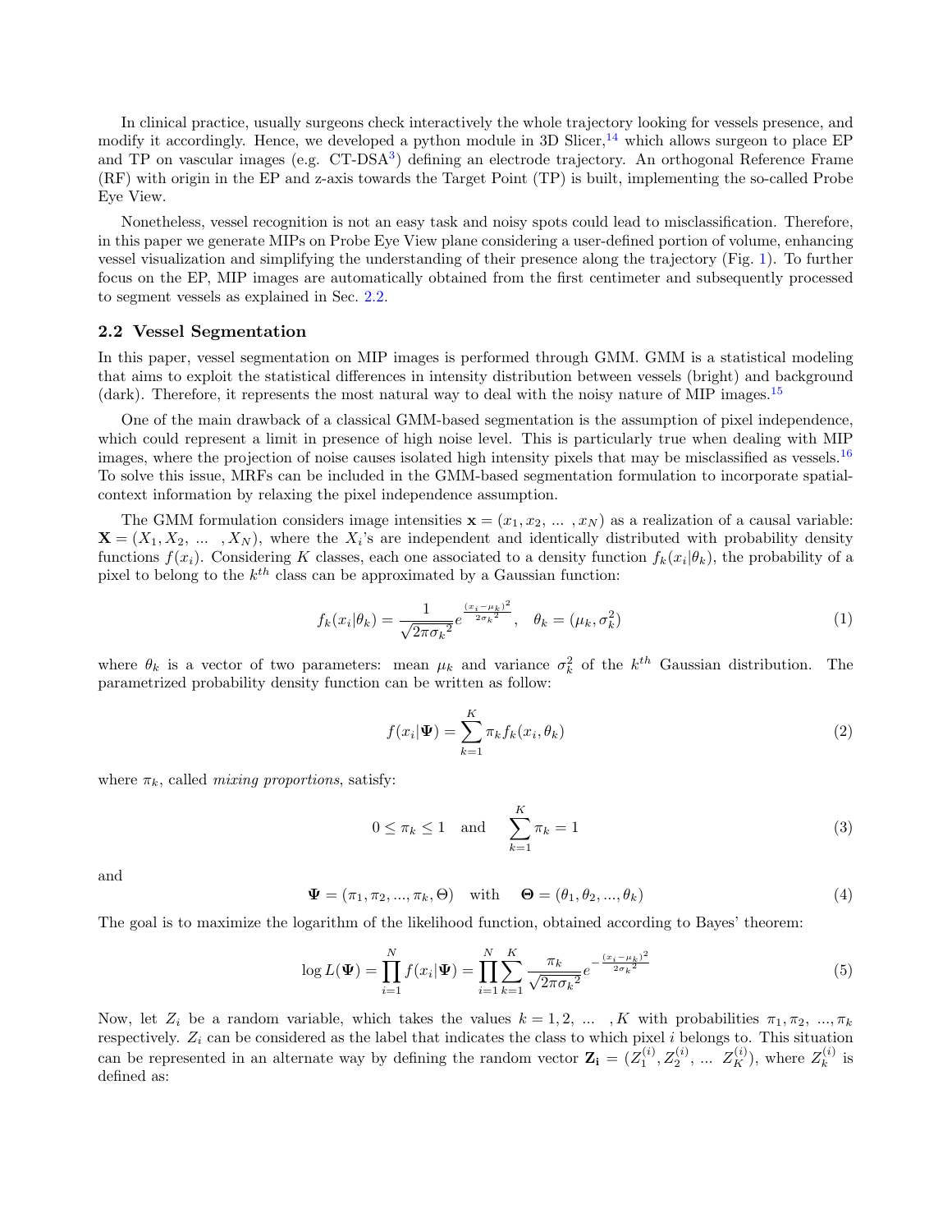In clinical practice, usually surgeons check interactively the whole trajectory looking for vessels presence, and modify it accordingly. Hence, we developed a python module in 3D Slicer,[14] which allows surgeon to place EP and TP on vascular images (e.g. CT-DSA[3]) defining an electrode trajectory. An orthogonal Reference Frame (RF) with origin in the EP and z-axis towards the Target Point (TP) is built, implementing the so-called Probe Eye View.

Nonetheless, vessel recognition is not an easy task and noisy spots could lead to misclassification. Therefore, in this paper we generate MIPs on Probe Eye View plane considering a user-defined portion of volume, enhancing vessel visualization and simplifying the understanding of their presence along the trajectory (Fig. 1). To further focus on the EP, MIP images are automatically obtained from the first centimeter and subsequently processed to segment vessels as explained in Sec. 2.2.

### 2.2 Vessel Segmentation

In this paper, vessel segmentation on MIP images is performed through GMM. GMM is a statistical modeling that aims to exploit the statistical differences in intensity distribution between vessels (bright) and background (dark). Therefore, it represents the most natural way to deal with the noisy nature of MIP images.[15]

One of the main drawback of a classical GMM-based segmentation is the assumption of pixel independence, which could represent a limit in presence of high noise level. This is particularly true when dealing with MIP images, where the projection of noise causes isolated high intensity pixels that may be misclassified as vessels.[16] To solve this issue, MRFs can be included in the GMM-based segmentation formulation to incorporate spatial-context information by relaxing the pixel independence assumption.

The GMM formulation considers image intensities $\mathbf{x} = (x_1, x_2, \ldots, x_N)$ as a realization of a causal variable: $\mathbf{X} = (X_1, X_2, \ldots, X_N)$, where the $X_i$'s are independent and identically distributed with probability density functions $f(x_i)$. Considering $K$ classes, each one associated to a density function $f_k(x_i|\theta_k)$, the probability of a pixel to belong to the $k^{th}$ class can be approximated by a Gaussian function:

$$f_k(x_i|\theta_k) = \frac{1}{\sqrt{2\pi{\sigma_k}^2}} e^{\frac{(x_i-\mu_k)^2}{2{\sigma_k}^2}}, \quad \theta_k = (\mu_k, \sigma_k^2) \tag{1}$$

where $\theta_k$ is a vector of two parameters: mean $\mu_k$ and variance $\sigma_k^2$ of the $k^{th}$ Gaussian distribution. The parametrized probability density function can be written as follow:

$$f(x_i|\mathbf{\Psi}) = \sum_{k=1}^{K} \pi_k f_k(x_i, \theta_k) \tag{2}$$

where $\pi_k$, called *mixing proportions*, satisfy:

$$0 \leq \pi_k \leq 1 \quad \text{and} \quad \sum_{k=1}^{K} \pi_k = 1 \tag{3}$$

and

$$\mathbf{\Psi} = (\pi_1, \pi_2, ..., \pi_k, \Theta) \quad \text{with} \quad \mathbf{\Theta} = (\theta_1, \theta_2, ..., \theta_k) \tag{4}$$

The goal is to maximize the logarithm of the likelihood function, obtained according to Bayes' theorem:

$$\log L(\mathbf{\Psi}) = \prod_{i=1}^{N} f(x_i|\mathbf{\Psi}) = \prod_{i=1}^{N} \sum_{k=1}^{K} \frac{\pi_k}{\sqrt{2\pi{\sigma_k}^2}} e^{-\frac{(x_i-\mu_k)^2}{2{\sigma_k}^2}} \tag{5}$$

Now, let $Z_i$ be a random variable, which takes the values $k = 1, 2, \ldots, K$ with probabilities $\pi_1, \pi_2, ..., \pi_k$ respectively. $Z_i$ can be considered as the label that indicates the class to which pixel $i$ belongs to. This situation can be represented in an alternate way by defining the random vector $\mathbf{Z_i} = (Z_1^{(i)}, Z_2^{(i)}, \ldots Z_K^{(i)})$, where $Z_k^{(i)}$ is defined as: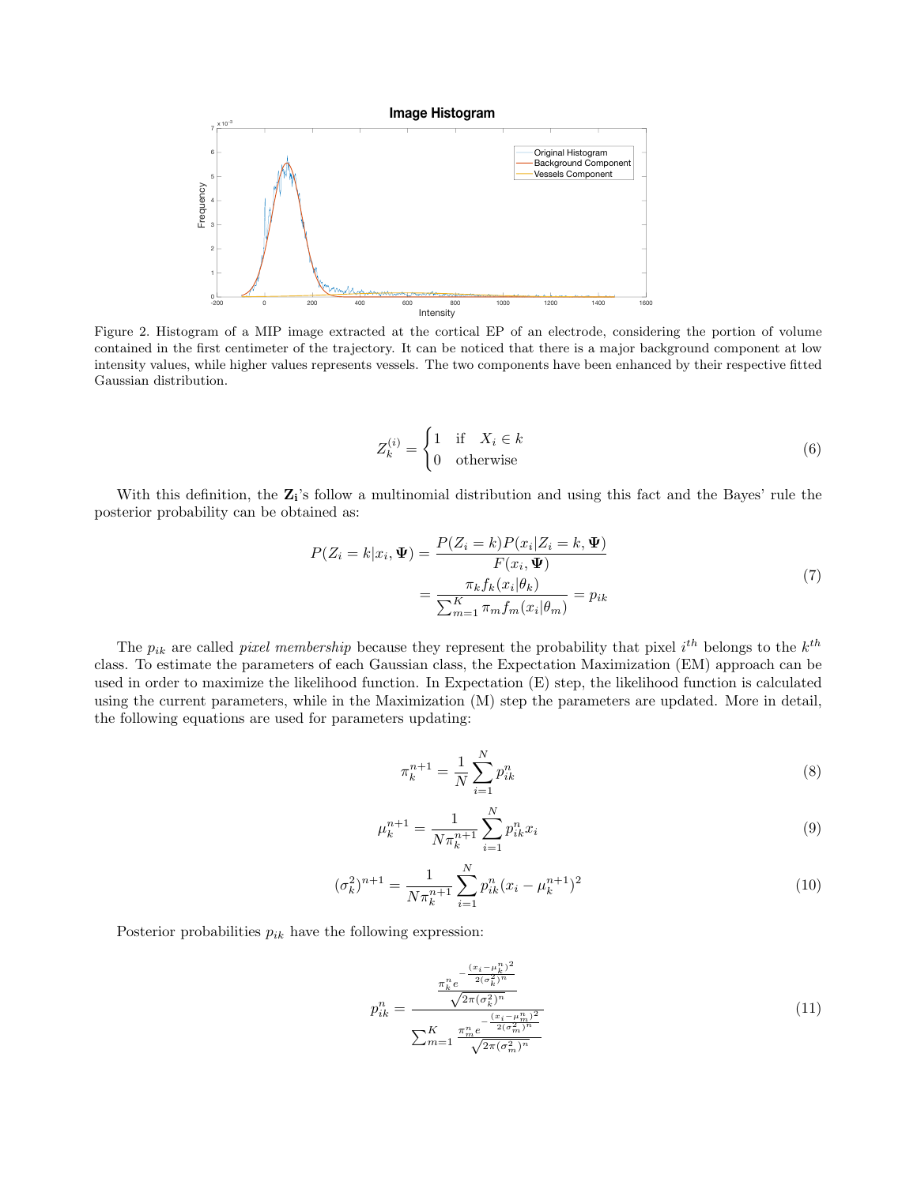Figure 2. Histogram of a MIP image extracted at the cortical EP of an electrode, considering the portion of volume contained in the first centimeter of the trajectory. It can be noticed that there is a major background component at low intensity values, while higher values represents vessels. The two components have been enhanced by their respective fitted Gaussian distribution.

$$Z_k^{(i)} = \begin{cases} 1 & \text{if} \quad X_i \in k \\ 0 & \text{otherwise} \end{cases} \tag{6}$$

With this definition, the $\mathbf{Z_i}$'s follow a multinomial distribution and using this fact and the Bayes' rule the posterior probability can be obtained as:

$$\begin{aligned} P(Z_i = k | x_i, \mathbf{\Psi}) &= \frac{P(Z_i = k) P(x_i | Z_i = k, \mathbf{\Psi})}{F(x_i, \mathbf{\Psi})} \\ &= \frac{\pi_k f_k(x_i | \theta_k)}{\sum_{m=1}^{K} \pi_m f_m(x_i | \theta_m)} = p_{ik} \end{aligned} \tag{7}$$

The $p_{ik}$ are called *pixel membership* because they represent the probability that pixel $i^{th}$ belongs to the $k^{th}$ class. To estimate the parameters of each Gaussian class, the Expectation Maximization (EM) approach can be used in order to maximize the likelihood function. In Expectation (E) step, the likelihood function is calculated using the current parameters, while in the Maximization (M) step the parameters are updated. More in detail, the following equations are used for parameters updating:

$$\pi_k^{n+1} = \frac{1}{N} \sum_{i=1}^{N} p_{ik}^n \tag{8}$$

$$\mu_k^{n+1} = \frac{1}{N \pi_k^{n+1}} \sum_{i=1}^{N} p_{ik}^n x_i \tag{9}$$

$$(\sigma_k^2)^{n+1} = \frac{1}{N \pi_k^{n+1}} \sum_{i=1}^{N} p_{ik}^n (x_i - \mu_k^{n+1})^2 \tag{10}$$

Posterior probabilities $p_{ik}$ have the following expression:

$$p_{ik}^n = \frac{\dfrac{\pi_k^n e^{-\frac{(x_i - \mu_k^n)^2}{2(\sigma_k^2)^n}}}{\sqrt{2\pi(\sigma_k^2)^n}}}{\sum_{m=1}^{K} \dfrac{\pi_m^n e^{-\frac{(x_i - \mu_m^n)^2}{2(\sigma_m^2)^n}}}{\sqrt{2\pi(\sigma_m^2)^n}}} \tag{11}$$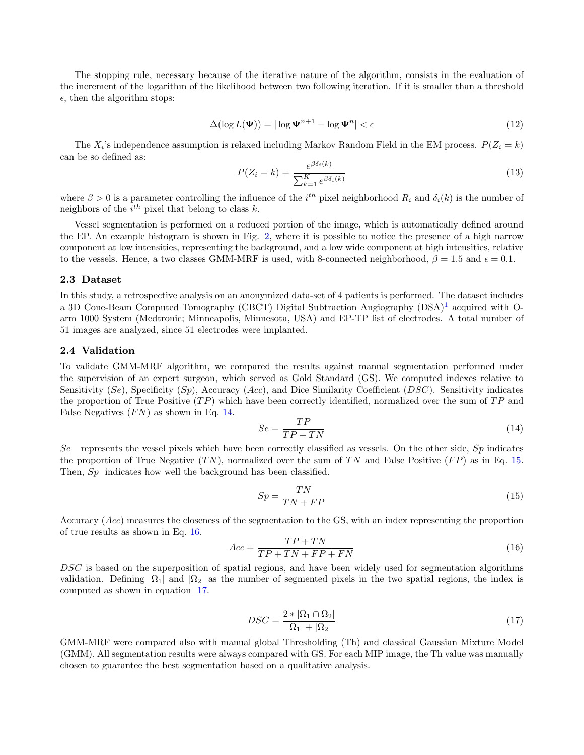The stopping rule, necessary because of the iterative nature of the algorithm, consists in the evaluation of the increment of the logarithm of the likelihood between two following iteration. If it is smaller than a threshold $\epsilon$, then the algorithm stops:

$$\Delta(\log L(\mathbf{\Psi})) = |\log \mathbf{\Psi}^{n+1} - \log \mathbf{\Psi}^{n}| < \epsilon \tag{12}$$

The $X_i$'s independence assumption is relaxed including Markov Random Field in the EM process. $P(Z_i = k)$ can be so defined as:

$$P(Z_i = k) = \frac{e^{\beta \delta_i(k)}}{\sum_{k=1}^{K} e^{\beta \delta_i(k)}} \tag{13}$$

where $\beta > 0$ is a parameter controlling the influence of the $i^{th}$ pixel neighborhood $R_i$ and $\delta_i(k)$ is the number of neighbors of the $i^{th}$ pixel that belong to class $k$.

Vessel segmentation is performed on a reduced portion of the image, which is automatically defined around the EP. An example histogram is shown in Fig. 2, where it is possible to notice the presence of a high narrow component at low intensities, representing the background, and a low wide component at high intensities, relative to the vessels. Hence, a two classes GMM-MRF is used, with 8-connected neighborhood, $\beta = 1.5$ and $\epsilon = 0.1$.

### 2.3 Dataset

In this study, a retrospective analysis on an anonymized data-set of 4 patients is performed. The dataset includes a 3D Cone-Beam Computed Tomography (CBCT) Digital Subtraction Angiography (DSA)[1] acquired with O-arm 1000 System (Medtronic; Minneapolis, Minnesota, USA) and EP-TP list of electrodes. A total number of 51 images are analyzed, since 51 electrodes were implanted.

### 2.4 Validation

To validate GMM-MRF algorithm, we compared the results against manual segmentation performed under the supervision of an expert surgeon, which served as Gold Standard (GS). We computed indexes relative to Sensitivity ($Se$), Specificity ($Sp$), Accuracy ($Acc$), and Dice Similarity Coefficient ($DSC$). Sensitivity indicates the proportion of True Positive ($TP$) which have been correctly identified, normalized over the sum of $TP$ and False Negatives ($FN$) as shown in Eq. 14.

$$Se = \frac{TP}{TP + TN} \tag{14}$$

$Se$ represents the vessel pixels which have been correctly classified as vessels. On the other side, $Sp$ indicates the proportion of True Negative ($TN$), normalized over the sum of $TN$ and False Positive ($FP$) as in Eq. 15. Then, $Sp$ indicates how well the background has been classified.

$$Sp = \frac{TN}{TN + FP} \tag{15}$$

Accuracy ($Acc$) measures the closeness of the segmentation to the GS, with an index representing the proportion of true results as shown in Eq. 16.

$$Acc = \frac{TP + TN}{TP + TN + FP + FN} \tag{16}$$

$DSC$ is based on the superposition of spatial regions, and have been widely used for segmentation algorithms validation. Defining $|\Omega_1|$ and $|\Omega_2|$ as the number of segmented pixels in the two spatial regions, the index is computed as shown in equation 17.

$$DSC = \frac{2 * |\Omega_1 \cap \Omega_2|}{|\Omega_1| + |\Omega_2|} \tag{17}$$

GMM-MRF were compared also with manual global Thresholding (Th) and classical Gaussian Mixture Model (GMM). All segmentation results were always compared with GS. For each MIP image, the Th value was manually chosen to guarantee the best segmentation based on a qualitative analysis.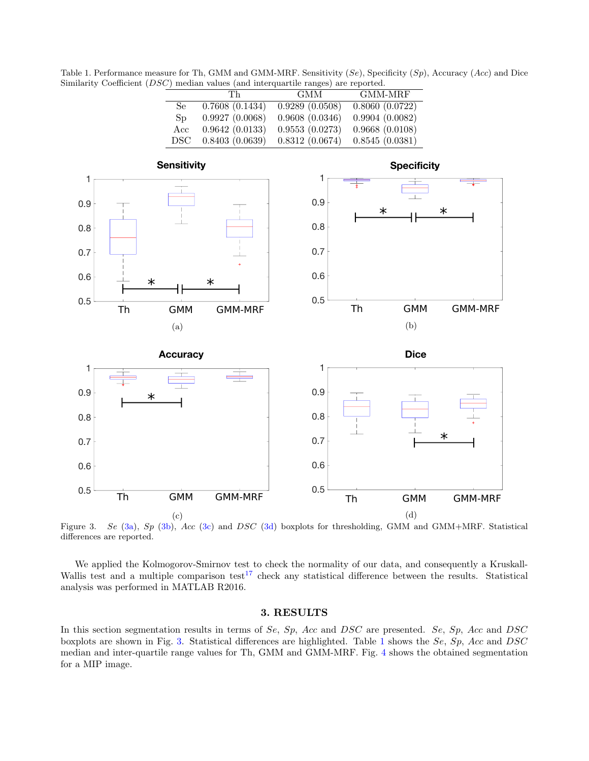Table 1. Performance measure for Th, GMM and GMM-MRF. Sensitivity (*Se*), Specificity (*Sp*), Accuracy (*Acc*) and Dice Similarity Coefficient (*DSC*) median values (and interquartile ranges) are reported.

| | Th | GMM | GMM-MRF |
|---|---|---|---|
| Se | 0.7608 (0.1434) | 0.9289 (0.0508) | 0.8060 (0.0722) |
| Sp | 0.9927 (0.0068) | 0.9608 (0.0346) | 0.9904 (0.0082) |
| Acc | 0.9642 (0.0133) | 0.9553 (0.0273) | 0.9668 (0.0108) |
| DSC | 0.8403 (0.0639) | 0.8312 (0.0674) | 0.8545 (0.0381) |

Figure 3. *Se* (3a), *Sp* (3b), *Acc* (3c) and *DSC* (3d) boxplots for thresholding, GMM and GMM+MRF. Statistical differences are reported.

We applied the Kolmogorov-Smirnov test to check the normality of our data, and consequently a Kruskall-Wallis test and a multiple comparison test[17] check any statistical difference between the results. Statistical analysis was performed in MATLAB R2016.

## 3. RESULTS

In this section segmentation results in terms of *Se*, *Sp*, *Acc* and *DSC* are presented. *Se*, *Sp*, *Acc* and *DSC* boxplots are shown in Fig. 3. Statistical differences are highlighted. Table 1 shows the *Se*, *Sp*, *Acc* and *DSC* median and inter-quartile range values for Th, GMM and GMM-MRF. Fig. 4 shows the obtained segmentation for a MIP image.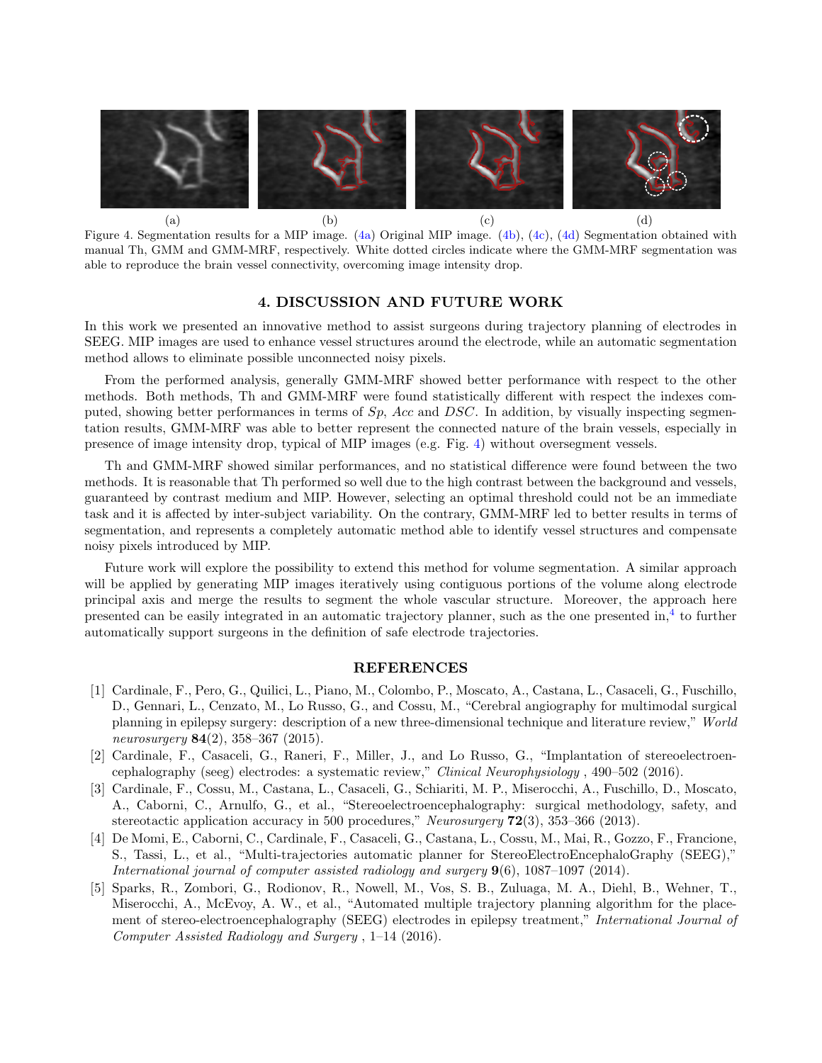(a) (b) (c) (d)

Figure 4. Segmentation results for a MIP image. (4a) Original MIP image. (4b), (4c), (4d) Segmentation obtained with manual Th, GMM and GMM-MRF, respectively. White dotted circles indicate where the GMM-MRF segmentation was able to reproduce the brain vessel connectivity, overcoming image intensity drop.

## 4. DISCUSSION AND FUTURE WORK

In this work we presented an innovative method to assist surgeons during trajectory planning of electrodes in SEEG. MIP images are used to enhance vessel structures around the electrode, while an automatic segmentation method allows to eliminate possible unconnected noisy pixels.

From the performed analysis, generally GMM-MRF showed better performance with respect to the other methods. Both methods, Th and GMM-MRF were found statistically different with respect the indexes computed, showing better performances in terms of *Sp*, *Acc* and *DSC*. In addition, by visually inspecting segmentation results, GMM-MRF was able to better represent the connected nature of the brain vessels, especially in presence of image intensity drop, typical of MIP images (e.g. Fig. 4) without oversegment vessels.

Th and GMM-MRF showed similar performances, and no statistical difference were found between the two methods. It is reasonable that Th performed so well due to the high contrast between the background and vessels, guaranteed by contrast medium and MIP. However, selecting an optimal threshold could not be an immediate task and it is affected by inter-subject variability. On the contrary, GMM-MRF led to better results in terms of segmentation, and represents a completely automatic method able to identify vessel structures and compensate noisy pixels introduced by MIP.

Future work will explore the possibility to extend this method for volume segmentation. A similar approach will be applied by generating MIP images iteratively using contiguous portions of the volume along electrode principal axis and merge the results to segment the whole vascular structure. Moreover, the approach here presented can be easily integrated in an automatic trajectory planner, such as the one presented in,[4] to further automatically support surgeons in the definition of safe electrode trajectories.

## REFERENCES

[1] Cardinale, F., Pero, G., Quilici, L., Piano, M., Colombo, P., Moscato, A., Castana, L., Casaceli, G., Fuschillo, D., Gennari, L., Cenzato, M., Lo Russo, G., and Cossu, M., "Cerebral angiography for multimodal surgical planning in epilepsy surgery: description of a new three-dimensional technique and literature review," *World neurosurgery* **84**(2), 358–367 (2015).

[2] Cardinale, F., Casaceli, G., Raneri, F., Miller, J., and Lo Russo, G., "Implantation of stereoelectroencephalography (seeg) electrodes: a systematic review," *Clinical Neurophysiology* , 490–502 (2016).

[3] Cardinale, F., Cossu, M., Castana, L., Casaceli, G., Schiariti, M. P., Miserocchi, A., Fuschillo, D., Moscato, A., Caborni, C., Arnulfo, G., et al., "Stereoelectroencephalography: surgical methodology, safety, and stereotactic application accuracy in 500 procedures," *Neurosurgery* **72**(3), 353–366 (2013).

[4] De Momi, E., Caborni, C., Cardinale, F., Casaceli, G., Castana, L., Cossu, M., Mai, R., Gozzo, F., Francione, S., Tassi, L., et al., "Multi-trajectories automatic planner for StereoElectroEncephaloGraphy (SEEG)," *International journal of computer assisted radiology and surgery* **9**(6), 1087–1097 (2014).

[5] Sparks, R., Zombori, G., Rodionov, R., Nowell, M., Vos, S. B., Zuluaga, M. A., Diehl, B., Wehner, T., Miserocchi, A., McEvoy, A. W., et al., "Automated multiple trajectory planning algorithm for the placement of stereo-electroencephalography (SEEG) electrodes in epilepsy treatment," *International Journal of Computer Assisted Radiology and Surgery* , 1–14 (2016).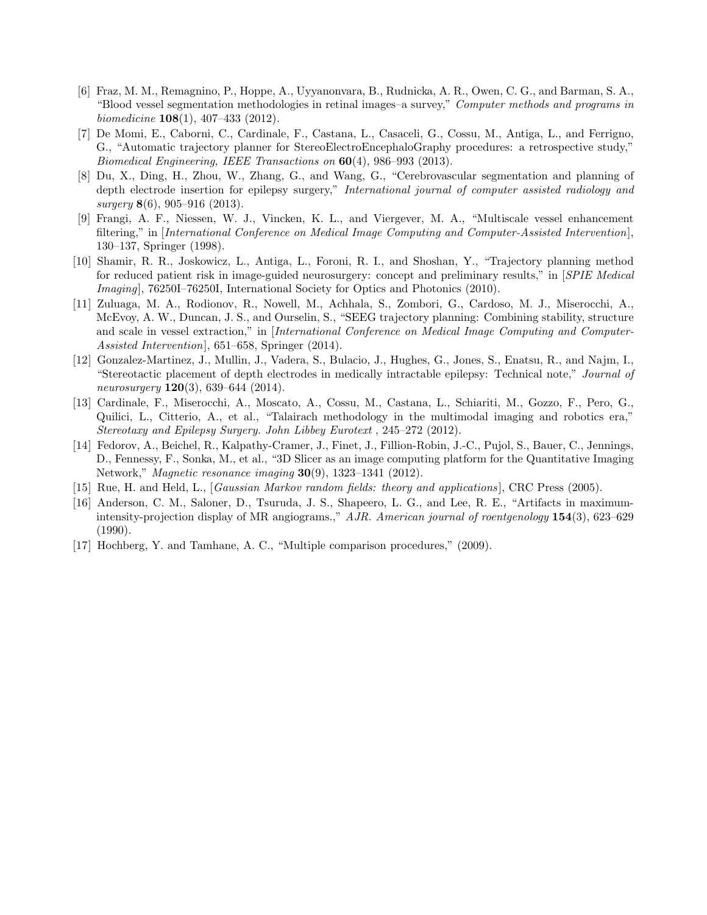[6] Fraz, M. M., Remagnino, P., Hoppe, A., Uyyanonvara, B., Rudnicka, A. R., Owen, C. G., and Barman, S. A., "Blood vessel segmentation methodologies in retinal images–a survey," *Computer methods and programs in biomedicine* **108**(1), 407–433 (2012).

[7] De Momi, E., Caborni, C., Cardinale, F., Castana, L., Casaceli, G., Cossu, M., Antiga, L., and Ferrigno, G., "Automatic trajectory planner for StereoElectroEncephaloGraphy procedures: a retrospective study," *Biomedical Engineering, IEEE Transactions on* **60**(4), 986–993 (2013).

[8] Du, X., Ding, H., Zhou, W., Zhang, G., and Wang, G., "Cerebrovascular segmentation and planning of depth electrode insertion for epilepsy surgery," *International journal of computer assisted radiology and surgery* **8**(6), 905–916 (2013).

[9] Frangi, A. F., Niessen, W. J., Vincken, K. L., and Viergever, M. A., "Multiscale vessel enhancement filtering," in [*International Conference on Medical Image Computing and Computer-Assisted Intervention*], 130–137, Springer (1998).

[10] Shamir, R. R., Joskowicz, L., Antiga, L., Foroni, R. I., and Shoshan, Y., "Trajectory planning method for reduced patient risk in image-guided neurosurgery: concept and preliminary results," in [*SPIE Medical Imaging*], 76250I–76250I, International Society for Optics and Photonics (2010).

[11] Zuluaga, M. A., Rodionov, R., Nowell, M., Achhala, S., Zombori, G., Cardoso, M. J., Miserocchi, A., McEvoy, A. W., Duncan, J. S., and Ourselin, S., "SEEG trajectory planning: Combining stability, structure and scale in vessel extraction," in [*International Conference on Medical Image Computing and Computer-Assisted Intervention*], 651–658, Springer (2014).

[12] Gonzalez-Martinez, J., Mullin, J., Vadera, S., Bulacio, J., Hughes, G., Jones, S., Enatsu, R., and Najm, I., "Stereotactic placement of depth electrodes in medically intractable epilepsy: Technical note," *Journal of neurosurgery* **120**(3), 639–644 (2014).

[13] Cardinale, F., Miserocchi, A., Moscato, A., Cossu, M., Castana, L., Schiariti, M., Gozzo, F., Pero, G., Quilici, L., Citterio, A., et al., "Talairach methodology in the multimodal imaging and robotics era," *Stereotaxy and Epilepsy Surgery. John Libbey Eurotext* , 245–272 (2012).

[14] Fedorov, A., Beichel, R., Kalpathy-Cramer, J., Finet, J., Fillion-Robin, J.-C., Pujol, S., Bauer, C., Jennings, D., Fennessy, F., Sonka, M., et al., "3D Slicer as an image computing platform for the Quantitative Imaging Network," *Magnetic resonance imaging* **30**(9), 1323–1341 (2012).

[15] Rue, H. and Held, L., [*Gaussian Markov random fields: theory and applications*], CRC Press (2005).

[16] Anderson, C. M., Saloner, D., Tsuruda, J. S., Shapeero, L. G., and Lee, R. E., "Artifacts in maximum-intensity-projection display of MR angiograms.," *AJR. American journal of roentgenology* **154**(3), 623–629 (1990).

[17] Hochberg, Y. and Tamhane, A. C., "Multiple comparison procedures," (2009).